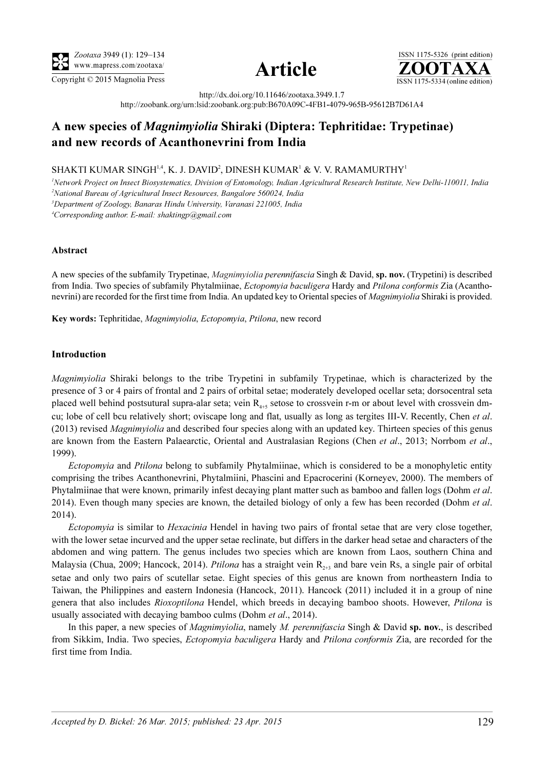http://dx.doi.org/10.11646/zootaxa.3949.1.7
http://zoobank.org/urn:lsid:zoobank.org:pub:B670A09C-4FB1-4079-965B-95612B7D61A4

# A new species of *Magnimyiolia* Shiraki (Diptera: Tephritidae: Trypetinae) and new records of Acanthonevrini from India

SHAKTI KUMAR SINGH[1,4], K. J. DAVID[2], DINESH KUMAR[1] & V. V. RAMAMURTHY[1]

[1]*Network Project on Insect Biosystematics, Division of Entomology, Indian Agricultural Research Institute, New Delhi-110011, India*
[2]*National Bureau of Agricultural Insect Resources, Bangalore 560024, India*
[3]*Department of Zoology, Banaras Hindu University, Varanasi 221005, India*
[4]*Corresponding author. E-mail: shaktingp@gmail.com*

### Abstract

A new species of the subfamily Trypetinae, *Magnimyiolia perennifascia* Singh & David, **sp. nov.** (Trypetini) is described from India. Two species of subfamily Phytalmiinae, *Ectopomyia baculigera* Hardy and *Ptilona conformis* Zia (Acanthonevrini) are recorded for the first time from India. An updated key to Oriental species of *Magnimyiolia* Shiraki is provided.

**Key words:** Tephritidae, *Magnimyiolia*, *Ectopomyia*, *Ptilona*, new record

### Introduction

*Magnimyiolia* Shiraki belongs to the tribe Trypetini in subfamily Trypetinae, which is characterized by the presence of 3 or 4 pairs of frontal and 2 pairs of orbital setae; moderately developed ocellar seta; dorsocentral seta placed well behind postsutural supra-alar seta; vein $R_{4+5}$ setose to crossvein r-m or about level with crossvein dm-cu; lobe of cell bcu relatively short; oviscape long and flat, usually as long as tergites III-V. Recently, Chen *et al*. (2013) revised *Magnimyiolia* and described four species along with an updated key. Thirteen species of this genus are known from the Eastern Palaearctic, Oriental and Australasian Regions (Chen *et al*., 2013; Norrbom *et al*., 1999).

*Ectopomyia* and *Ptilona* belong to subfamily Phytalmiinae, which is considered to be a monophyletic entity comprising the tribes Acanthonevrini, Phytalmiini, Phascini and Epacrocerini (Korneyev, 2000). The members of Phytalmiinae that were known, primarily infest decaying plant matter such as bamboo and fallen logs (Dohm *et al*. 2014). Even though many species are known, the detailed biology of only a few has been recorded (Dohm *et al*. 2014).

*Ectopomyia* is similar to *Hexacinia* Hendel in having two pairs of frontal setae that are very close together, with the lower setae incurved and the upper setae reclinate, but differs in the darker head setae and characters of the abdomen and wing pattern. The genus includes two species which are known from Laos, southern China and Malaysia (Chua, 2009; Hancock, 2014). *Ptilona* has a straight vein $R_{2+3}$ and bare vein Rs, a single pair of orbital setae and only two pairs of scutellar setae. Eight species of this genus are known from northeastern India to Taiwan, the Philippines and eastern Indonesia (Hancock, 2011). Hancock (2011) included it in a group of nine genera that also includes *Rioxoptilona* Hendel, which breeds in decaying bamboo shoots. However, *Ptilona* is usually associated with decaying bamboo culms (Dohm *et al*., 2014).

In this paper, a new species of *Magnimyiolia*, namely *M. perennifascia* Singh & David **sp. nov.**, is described from Sikkim, India. Two species, *Ectopomyia baculigera* Hardy and *Ptilona conformis* Zia, are recorded for the first time from India.

*Accepted by D. Bickel: 26 Mar. 2015; published: 23 Apr. 2015*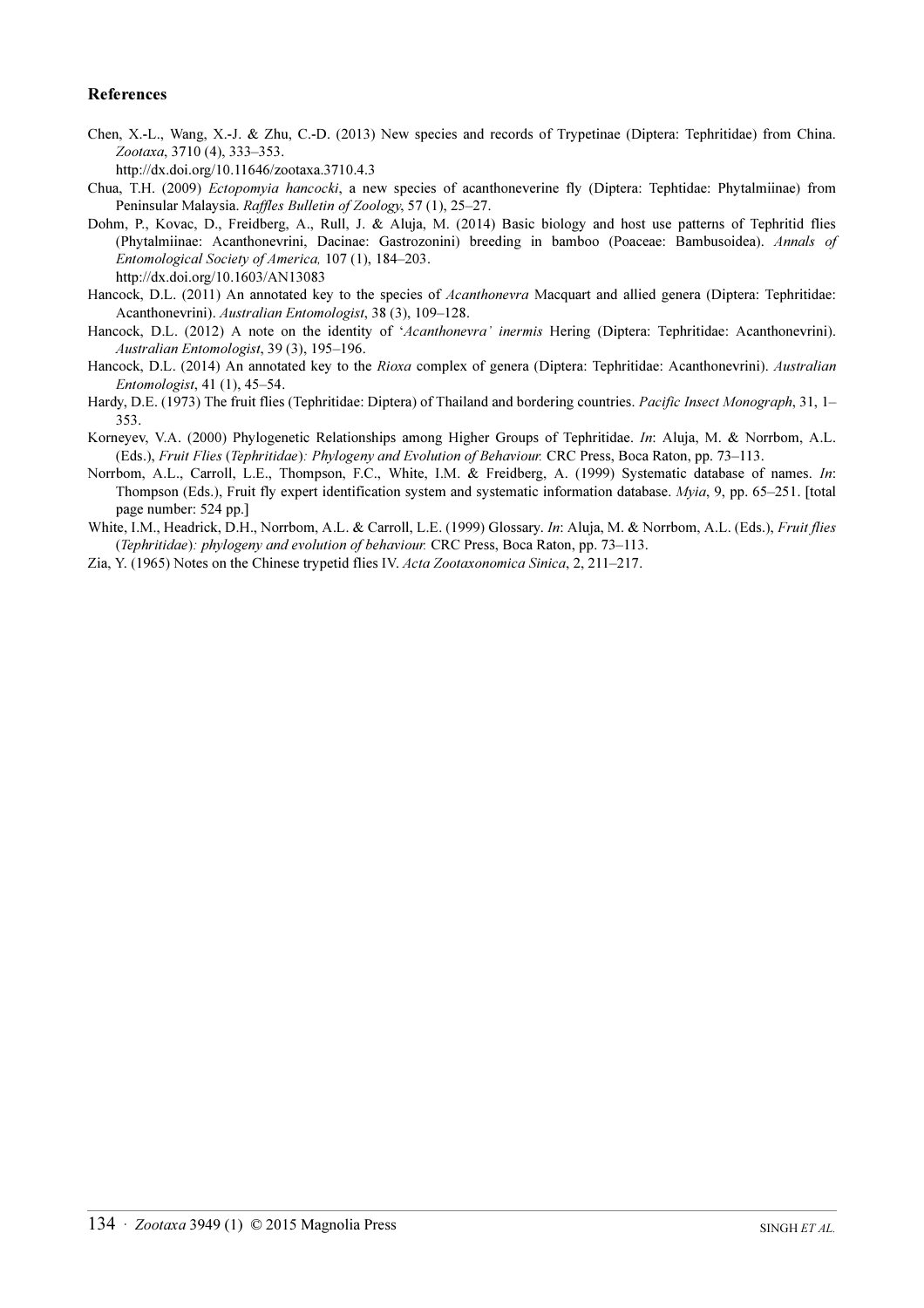### References

Chen, X.-L., Wang, X.-J. & Zhu, C.-D. (2013) New species and records of Trypetinae (Diptera: Tephritidae) from China. *Zootaxa*, 3710 (4), 333–353.
http://dx.doi.org/10.11646/zootaxa.3710.4.3

Chua, T.H. (2009) *Ectopomyia hancocki*, a new species of acanthoneverine fly (Diptera: Tephtidae: Phytalmiinae) from Peninsular Malaysia. *Raffles Bulletin of Zoology*, 57 (1), 25–27.

Dohm, P., Kovac, D., Freidberg, A., Rull, J. & Aluja, M. (2014) Basic biology and host use patterns of Tephritid flies (Phytalmiinae: Acanthonevrini, Dacinae: Gastrozonini) breeding in bamboo (Poaceae: Bambusoidea). *Annals of Entomological Society of America,* 107 (1), 184–203.
http://dx.doi.org/10.1603/AN13083

Hancock, D.L. (2011) An annotated key to the species of *Acanthonevra* Macquart and allied genera (Diptera: Tephritidae: Acanthonevrini). *Australian Entomologist*, 38 (3), 109–128.

Hancock, D.L. (2012) A note on the identity of '*Acanthonevra' inermis* Hering (Diptera: Tephritidae: Acanthonevrini). *Australian Entomologist*, 39 (3), 195–196.

Hancock, D.L. (2014) An annotated key to the *Rioxa* complex of genera (Diptera: Tephritidae: Acanthonevrini). *Australian Entomologist*, 41 (1), 45–54.

Hardy, D.E. (1973) The fruit flies (Tephritidae: Diptera) of Thailand and bordering countries. *Pacific Insect Monograph*, 31, 1–353.

Korneyev, V.A. (2000) Phylogenetic Relationships among Higher Groups of Tephritidae. *In*: Aluja, M. & Norrbom, A.L. (Eds.), *Fruit Flies* (*Tephritidae*)*: Phylogeny and Evolution of Behaviour.* CRC Press, Boca Raton, pp. 73–113.

Norrbom, A.L., Carroll, L.E., Thompson, F.C., White, I.M. & Freidberg, A. (1999) Systematic database of names. *In*: Thompson (Eds.), Fruit fly expert identification system and systematic information database. *Myia*, 9, pp. 65–251. [total page number: 524 pp.]

White, I.M., Headrick, D.H., Norrbom, A.L. & Carroll, L.E. (1999) Glossary. *In*: Aluja, M. & Norrbom, A.L. (Eds.), *Fruit flies* (*Tephritidae*)*: phylogeny and evolution of behaviour.* CRC Press, Boca Raton, pp. 73–113.

Zia, Y. (1965) Notes on the Chinese trypetid flies IV. *Acta Zootaxonomica Sinica*, 2, 211–217.